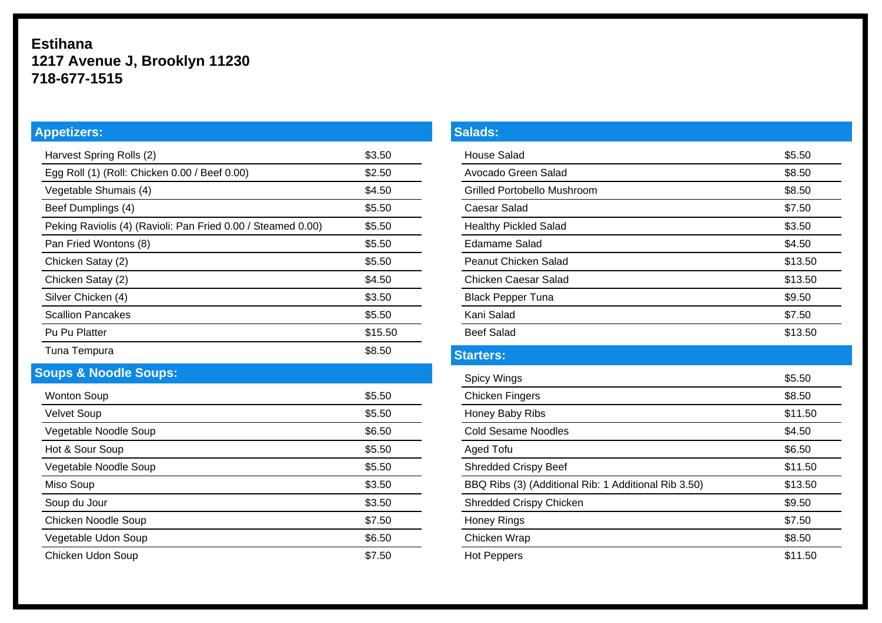**Estihana**
**1217 Avenue J, Brooklyn 11230**
**718-677-1515**

## Appetizers:

| Item | Price |
|---|---|
| Harvest Spring Rolls (2) | $3.50 |
| Egg Roll (1) (Roll: Chicken 0.00 / Beef 0.00) | $2.50 |
| Vegetable Shumais (4) | $4.50 |
| Beef Dumplings (4) | $5.50 |
| Peking Raviolis (4) (Ravioli: Pan Fried 0.00 / Steamed 0.00) | $5.50 |
| Pan Fried Wontons (8) | $5.50 |
| Chicken Satay (2) | $5.50 |
| Chicken Satay (2) | $4.50 |
| Silver Chicken (4) | $3.50 |
| Scallion Pancakes | $5.50 |
| Pu Pu Platter | $15.50 |
| Tuna Tempura | $8.50 |

## Soups & Noodle Soups:

| Item | Price |
|---|---|
| Wonton Soup | $5.50 |
| Velvet Soup | $5.50 |
| Vegetable Noodle Soup | $6.50 |
| Hot & Sour Soup | $5.50 |
| Vegetable Noodle Soup | $5.50 |
| Miso Soup | $3.50 |
| Soup du Jour | $3.50 |
| Chicken Noodle Soup | $7.50 |
| Vegetable Udon Soup | $6.50 |
| Chicken Udon Soup | $7.50 |

## Salads:

| Item | Price |
|---|---|
| House Salad | $5.50 |
| Avocado Green Salad | $8.50 |
| Grilled Portobello Mushroom | $8.50 |
| Caesar Salad | $7.50 |
| Healthy Pickled Salad | $3.50 |
| Edamame Salad | $4.50 |
| Peanut Chicken Salad | $13.50 |
| Chicken Caesar Salad | $13.50 |
| Black Pepper Tuna | $9.50 |
| Kani Salad | $7.50 |
| Beef Salad | $13.50 |

## Starters:

| Item | Price |
|---|---|
| Spicy Wings | $5.50 |
| Chicken Fingers | $8.50 |
| Honey Baby Ribs | $11.50 |
| Cold Sesame Noodles | $4.50 |
| Aged Tofu | $6.50 |
| Shredded Crispy Beef | $11.50 |
| BBQ Ribs (3) (Additional Rib: 1 Additional Rib 3.50) | $13.50 |
| Shredded Crispy Chicken | $9.50 |
| Honey Rings | $7.50 |
| Chicken Wrap | $8.50 |
| Hot Peppers | $11.50 |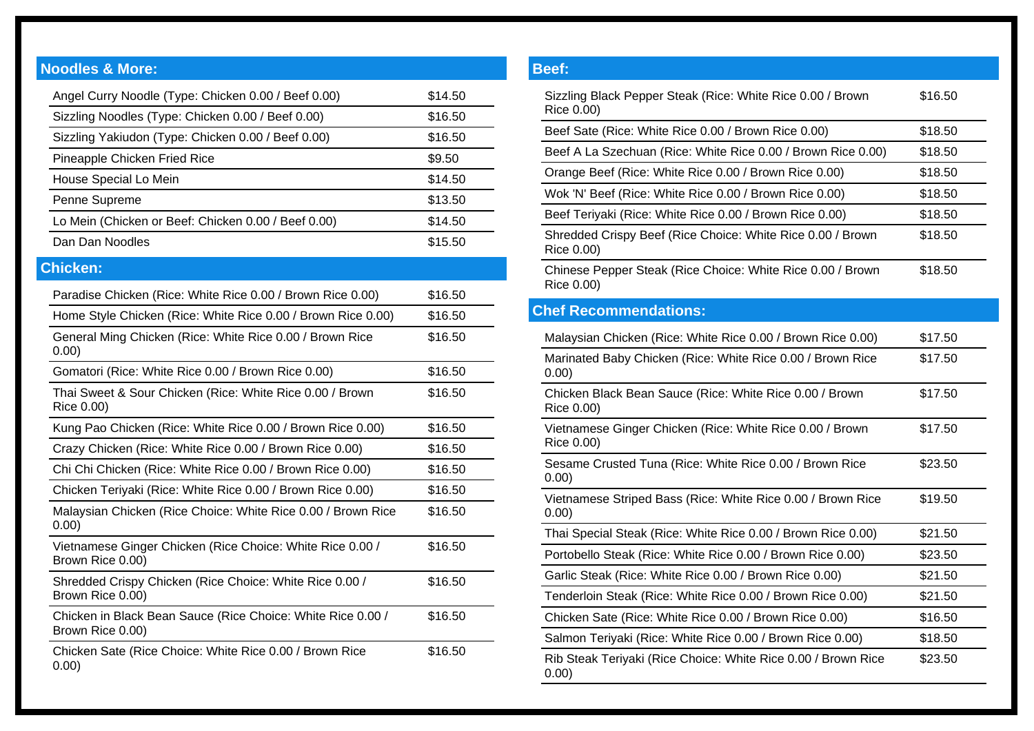## Noodles & More:

| | |
|---|---|
| Angel Curry Noodle (Type: Chicken 0.00 / Beef 0.00) | $14.50 |
| Sizzling Noodles (Type: Chicken 0.00 / Beef 0.00) | $16.50 |
| Sizzling Yakiudon (Type: Chicken 0.00 / Beef 0.00) | $16.50 |
| Pineapple Chicken Fried Rice | $9.50 |
| House Special Lo Mein | $14.50 |
| Penne Supreme | $13.50 |
| Lo Mein (Chicken or Beef: Chicken 0.00 / Beef 0.00) | $14.50 |
| Dan Dan Noodles | $15.50 |

## Chicken:

| | |
|---|---|
| Paradise Chicken (Rice: White Rice 0.00 / Brown Rice 0.00) | $16.50 |
| Home Style Chicken (Rice: White Rice 0.00 / Brown Rice 0.00) | $16.50 |
| General Ming Chicken (Rice: White Rice 0.00 / Brown Rice 0.00) | $16.50 |
| Gomatori (Rice: White Rice 0.00 / Brown Rice 0.00) | $16.50 |
| Thai Sweet & Sour Chicken (Rice: White Rice 0.00 / Brown Rice 0.00) | $16.50 |
| Kung Pao Chicken (Rice: White Rice 0.00 / Brown Rice 0.00) | $16.50 |
| Crazy Chicken (Rice: White Rice 0.00 / Brown Rice 0.00) | $16.50 |
| Chi Chi Chicken (Rice: White Rice 0.00 / Brown Rice 0.00) | $16.50 |
| Chicken Teriyaki (Rice: White Rice 0.00 / Brown Rice 0.00) | $16.50 |
| Malaysian Chicken (Rice Choice: White Rice 0.00 / Brown Rice 0.00) | $16.50 |
| Vietnamese Ginger Chicken (Rice Choice: White Rice 0.00 / Brown Rice 0.00) | $16.50 |
| Shredded Crispy Chicken (Rice Choice: White Rice 0.00 / Brown Rice 0.00) | $16.50 |
| Chicken in Black Bean Sauce (Rice Choice: White Rice 0.00 / Brown Rice 0.00) | $16.50 |
| Chicken Sate (Rice Choice: White Rice 0.00 / Brown Rice 0.00) | $16.50 |

## Beef:

| | |
|---|---|
| Sizzling Black Pepper Steak (Rice: White Rice 0.00 / Brown Rice 0.00) | $16.50 |
| Beef Sate (Rice: White Rice 0.00 / Brown Rice 0.00) | $18.50 |
| Beef A La Szechuan (Rice: White Rice 0.00 / Brown Rice 0.00) | $18.50 |
| Orange Beef (Rice: White Rice 0.00 / Brown Rice 0.00) | $18.50 |
| Wok 'N' Beef (Rice: White Rice 0.00 / Brown Rice 0.00) | $18.50 |
| Beef Teriyaki (Rice: White Rice 0.00 / Brown Rice 0.00) | $18.50 |
| Shredded Crispy Beef (Rice Choice: White Rice 0.00 / Brown Rice 0.00) | $18.50 |
| Chinese Pepper Steak (Rice Choice: White Rice 0.00 / Brown Rice 0.00) | $18.50 |

## Chef Recommendations:

| | |
|---|---|
| Malaysian Chicken (Rice: White Rice 0.00 / Brown Rice 0.00) | $17.50 |
| Marinated Baby Chicken (Rice: White Rice 0.00 / Brown Rice 0.00) | $17.50 |
| Chicken Black Bean Sauce (Rice: White Rice 0.00 / Brown Rice 0.00) | $17.50 |
| Vietnamese Ginger Chicken (Rice: White Rice 0.00 / Brown Rice 0.00) | $17.50 |
| Sesame Crusted Tuna (Rice: White Rice 0.00 / Brown Rice 0.00) | $23.50 |
| Vietnamese Striped Bass (Rice: White Rice 0.00 / Brown Rice 0.00) | $19.50 |
| Thai Special Steak (Rice: White Rice 0.00 / Brown Rice 0.00) | $21.50 |
| Portobello Steak (Rice: White Rice 0.00 / Brown Rice 0.00) | $23.50 |
| Garlic Steak (Rice: White Rice 0.00 / Brown Rice 0.00) | $21.50 |
| Tenderloin Steak (Rice: White Rice 0.00 / Brown Rice 0.00) | $21.50 |
| Chicken Sate (Rice: White Rice 0.00 / Brown Rice 0.00) | $16.50 |
| Salmon Teriyaki (Rice: White Rice 0.00 / Brown Rice 0.00) | $18.50 |
| Rib Steak Teriyaki (Rice Choice: White Rice 0.00 / Brown Rice 0.00) | $23.50 |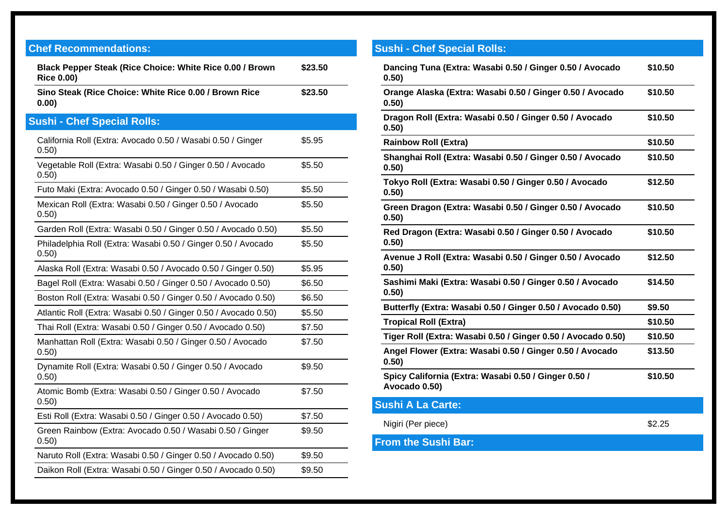## Chef Recommendations:

| | |
|---|---|
| **Black Pepper Steak (Rice Choice: White Rice 0.00 / Brown Rice 0.00)** | **$23.50** |
| **Sino Steak (Rice Choice: White Rice 0.00 / Brown Rice 0.00)** | **$23.50** |

## Sushi - Chef Special Rolls:

| | |
|---|---|
| California Roll (Extra: Avocado 0.50 / Wasabi 0.50 / Ginger 0.50) | $5.95 |
| Vegetable Roll (Extra: Wasabi 0.50 / Ginger 0.50 / Avocado 0.50) | $5.50 |
| Futo Maki (Extra: Avocado 0.50 / Ginger 0.50 / Wasabi 0.50) | $5.50 |
| Mexican Roll (Extra: Wasabi 0.50 / Ginger 0.50 / Avocado 0.50) | $5.50 |
| Garden Roll (Extra: Wasabi 0.50 / Ginger 0.50 / Avocado 0.50) | $5.50 |
| Philadelphia Roll (Extra: Wasabi 0.50 / Ginger 0.50 / Avocado 0.50) | $5.50 |
| Alaska Roll (Extra: Wasabi 0.50 / Avocado 0.50 / Ginger 0.50) | $5.95 |
| Bagel Roll (Extra: Wasabi 0.50 / Ginger 0.50 / Avocado 0.50) | $6.50 |
| Boston Roll (Extra: Wasabi 0.50 / Ginger 0.50 / Avocado 0.50) | $6.50 |
| Atlantic Roll (Extra: Wasabi 0.50 / Ginger 0.50 / Avocado 0.50) | $5.50 |
| Thai Roll (Extra: Wasabi 0.50 / Ginger 0.50 / Avocado 0.50) | $7.50 |
| Manhattan Roll (Extra: Wasabi 0.50 / Ginger 0.50 / Avocado 0.50) | $7.50 |
| Dynamite Roll (Extra: Wasabi 0.50 / Ginger 0.50 / Avocado 0.50) | $9.50 |
| Atomic Bomb (Extra: Wasabi 0.50 / Ginger 0.50 / Avocado 0.50) | $7.50 |
| Esti Roll (Extra: Wasabi 0.50 / Ginger 0.50 / Avocado 0.50) | $7.50 |
| Green Rainbow (Extra: Avocado 0.50 / Wasabi 0.50 / Ginger 0.50) | $9.50 |
| Naruto Roll (Extra: Wasabi 0.50 / Ginger 0.50 / Avocado 0.50) | $9.50 |
| Daikon Roll (Extra: Wasabi 0.50 / Ginger 0.50 / Avocado 0.50) | $9.50 |

## Sushi - Chef Special Rolls:

| | |
|---|---|
| **Dancing Tuna (Extra: Wasabi 0.50 / Ginger 0.50 / Avocado 0.50)** | **$10.50** |
| **Orange Alaska (Extra: Wasabi 0.50 / Ginger 0.50 / Avocado 0.50)** | **$10.50** |
| **Dragon Roll (Extra: Wasabi 0.50 / Ginger 0.50 / Avocado 0.50)** | **$10.50** |
| **Rainbow Roll (Extra)** | **$10.50** |
| **Shanghai Roll (Extra: Wasabi 0.50 / Ginger 0.50 / Avocado 0.50)** | **$10.50** |
| **Tokyo Roll (Extra: Wasabi 0.50 / Ginger 0.50 / Avocado 0.50)** | **$12.50** |
| **Green Dragon (Extra: Wasabi 0.50 / Ginger 0.50 / Avocado 0.50)** | **$10.50** |
| **Red Dragon (Extra: Wasabi 0.50 / Ginger 0.50 / Avocado 0.50)** | **$10.50** |
| **Avenue J Roll (Extra: Wasabi 0.50 / Ginger 0.50 / Avocado 0.50)** | **$12.50** |
| **Sashimi Maki (Extra: Wasabi 0.50 / Ginger 0.50 / Avocado 0.50)** | **$14.50** |
| **Butterfly (Extra: Wasabi 0.50 / Ginger 0.50 / Avocado 0.50)** | **$9.50** |
| **Tropical Roll (Extra)** | **$10.50** |
| **Tiger Roll (Extra: Wasabi 0.50 / Ginger 0.50 / Avocado 0.50)** | **$10.50** |
| **Angel Flower (Extra: Wasabi 0.50 / Ginger 0.50 / Avocado 0.50)** | **$13.50** |
| **Spicy California (Extra: Wasabi 0.50 / Ginger 0.50 / Avocado 0.50)** | **$10.50** |

## Sushi A La Carte:

| | |
|---|---|
| Nigiri (Per piece) | $2.25 |

## From the Sushi Bar: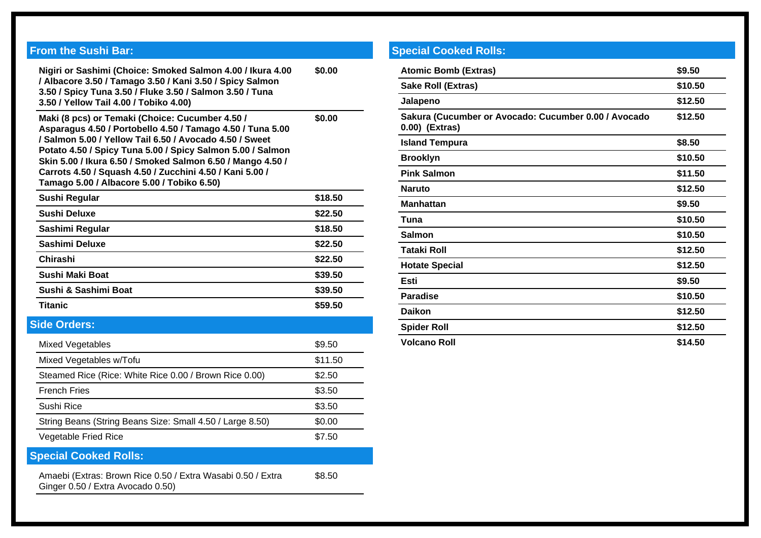## From the Sushi Bar:

| | |
|---|---|
| **Nigiri or Sashimi (Choice: Smoked Salmon 4.00 / Ikura 4.00 / Albacore 3.50 / Tamago 3.50 / Kani 3.50 / Spicy Salmon 3.50 / Spicy Tuna 3.50 / Fluke 3.50 / Salmon 3.50 / Tuna 3.50 / Yellow Tail 4.00 / Tobiko 4.00)** | **$0.00** |
| **Maki (8 pcs) or Temaki (Choice: Cucumber 4.50 / Asparagus 4.50 / Portobello 4.50 / Tamago 4.50 / Tuna 5.00 / Salmon 5.00 / Yellow Tail 6.50 / Avocado 4.50 / Sweet Potato 4.50 / Spicy Tuna 5.00 / Spicy Salmon 5.00 / Salmon Skin 5.00 / Ikura 6.50 / Smoked Salmon 6.50 / Mango 4.50 / Carrots 4.50 / Squash 4.50 / Zucchini 4.50 / Kani 5.00 / Tamago 5.00 / Albacore 5.00 / Tobiko 6.50)** | **$0.00** |
| **Sushi Regular** | **$18.50** |
| **Sushi Deluxe** | **$22.50** |
| **Sashimi Regular** | **$18.50** |
| **Sashimi Deluxe** | **$22.50** |
| **Chirashi** | **$22.50** |
| **Sushi Maki Boat** | **$39.50** |
| **Sushi & Sashimi Boat** | **$39.50** |
| **Titanic** | **$59.50** |

## Side Orders:

| | |
|---|---|
| Mixed Vegetables | $9.50 |
| Mixed Vegetables w/Tofu | $11.50 |
| Steamed Rice (Rice: White Rice 0.00 / Brown Rice 0.00) | $2.50 |
| French Fries | $3.50 |
| Sushi Rice | $3.50 |
| String Beans (String Beans Size: Small 4.50 / Large 8.50) | $0.00 |
| Vegetable Fried Rice | $7.50 |

## Special Cooked Rolls:

| | |
|---|---|
| Amaebi (Extras: Brown Rice 0.50 / Extra Wasabi 0.50 / Extra Ginger 0.50 / Extra Avocado 0.50) | $8.50 |

## Special Cooked Rolls:

| | |
|---|---|
| **Atomic Bomb (Extras)** | **$9.50** |
| **Sake Roll (Extras)** | **$10.50** |
| **Jalapeno** | **$12.50** |
| **Sakura (Cucumber or Avocado: Cucumber 0.00 / Avocado 0.00) (Extras)** | **$12.50** |
| **Island Tempura** | **$8.50** |
| **Brooklyn** | **$10.50** |
| **Pink Salmon** | **$11.50** |
| **Naruto** | **$12.50** |
| **Manhattan** | **$9.50** |
| **Tuna** | **$10.50** |
| **Salmon** | **$10.50** |
| **Tataki Roll** | **$12.50** |
| **Hotate Special** | **$12.50** |
| **Esti** | **$9.50** |
| **Paradise** | **$10.50** |
| **Daikon** | **$12.50** |
| **Spider Roll** | **$12.50** |
| **Volcano Roll** | **$14.50** |